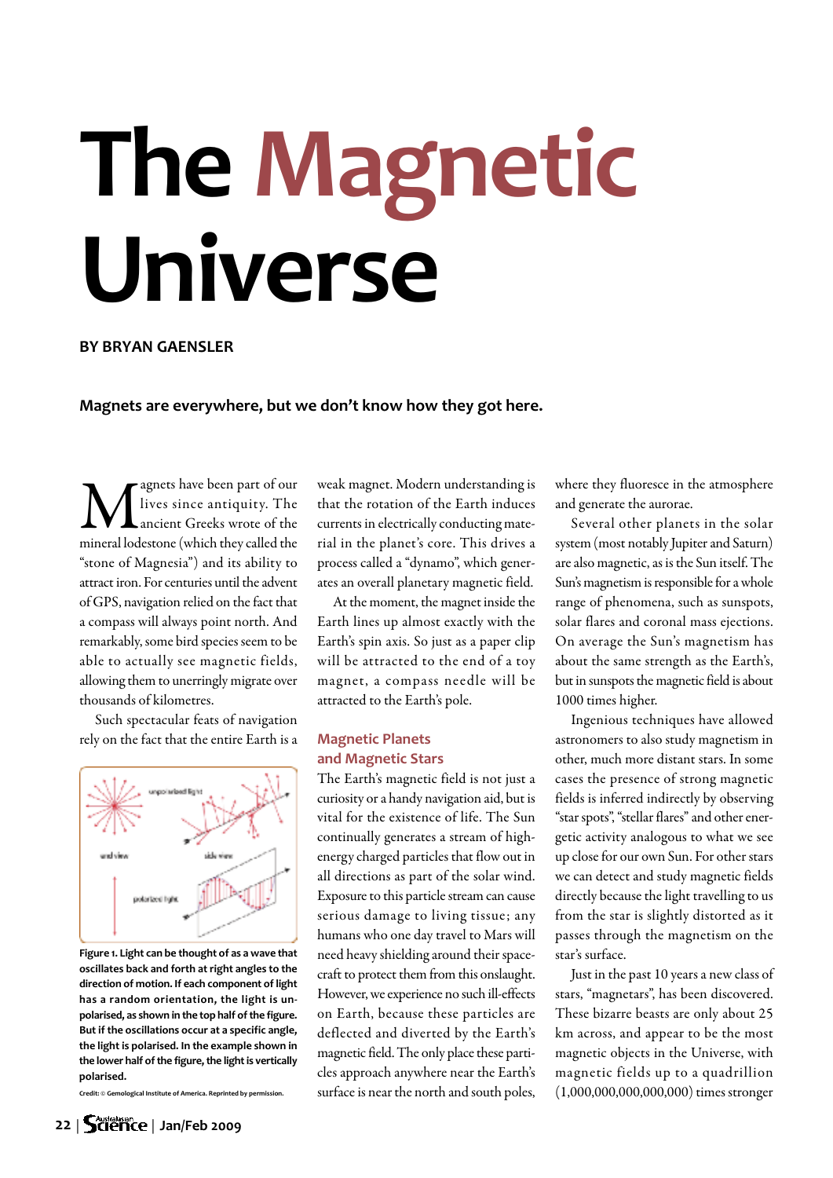# The Magnetic Universe

**BY BRYAN GAENSLER**

**Magnets are everywhere, but we don't know how they got here.**

Magnets have been part of our lives since antiquity. The ancient Greeks wrote of the mineral lodestone (which they called the "stone of Magnesia") and its ability to attract iron. For centuries until the advent of GPS, navigation relied on the fact that a compass will always point north. And remarkably, some bird species seem to be able to actually see magnetic fields, allowing them to unerringly migrate over thousands of kilometres.

Such spectacular feats of navigation rely on the fact that the entire Earth is a weak magnet. Modern understanding is that the rotation of the Earth induces currents in electrically conducting material in the planet's core. This drives a process called a "dynamo", which generates an overall planetary magnetic field.

At the moment, the magnet inside the Earth lines up almost exactly with the Earth's spin axis. So just as a paper clip will be attracted to the end of a toy magnet, a compass needle will be attracted to the Earth's pole.

**Figure 1. Light can be thought of as a wave that oscillates back and forth at right angles to the direction of motion. If each component of light has a random orientation, the light is unpolarised, as shown in the top half of the figure. But if the oscillations occur at a specific angle, the light is polarised. In the example shown in the lower half of the figure, the light is vertically polarised.**

Credit: © Gemological Institute of America. Reprinted by permission.

### Magnetic Planets and Magnetic Stars

The Earth's magnetic field is not just a curiosity or a handy navigation aid, but is vital for the existence of life. The Sun continually generates a stream of high-energy charged particles that flow out in all directions as part of the solar wind. Exposure to this particle stream can cause serious damage to living tissue; any humans who one day travel to Mars will need heavy shielding around their spacecraft to protect them from this onslaught. However, we experience no such ill-effects on Earth, because these particles are deflected and diverted by the Earth's magnetic field. The only place these particles approach anywhere near the Earth's surface is near the north and south poles, where they fluoresce in the atmosphere and generate the aurorae.

Several other planets in the solar system (most notably Jupiter and Saturn) are also magnetic, as is the Sun itself. The Sun's magnetism is responsible for a whole range of phenomena, such as sunspots, solar flares and coronal mass ejections. On average the Sun's magnetism has about the same strength as the Earth's, but in sunspots the magnetic field is about 1000 times higher.

Ingenious techniques have allowed astronomers to also study magnetism in other, much more distant stars. In some cases the presence of strong magnetic fields is inferred indirectly by observing "star spots", "stellar flares" and other energetic activity analogous to what we see up close for our own Sun. For other stars we can detect and study magnetic fields directly because the light travelling to us from the star is slightly distorted as it passes through the magnetism on the star's surface.

Just in the past 10 years a new class of stars, "magnetars", has been discovered. These bizarre beasts are only about 25 km across, and appear to be the most magnetic objects in the Universe, with magnetic fields up to a quadrillion (1,000,000,000,000,000) times stronger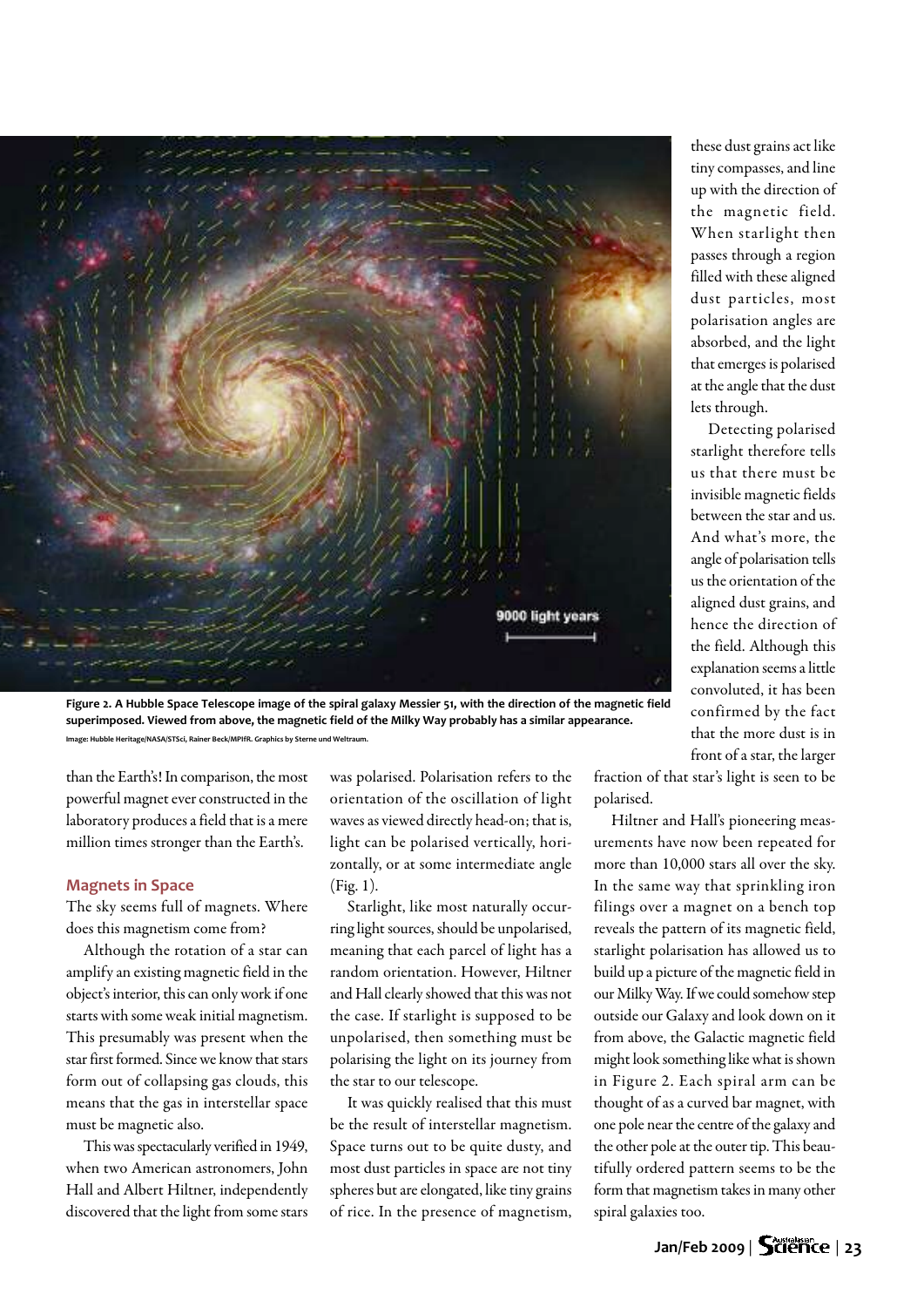Figure 2. A Hubble Space Telescope image of the spiral galaxy Messier 51, with the direction of the magnetic field superimposed. Viewed from above, the magnetic field of the Milky Way probably has a similar appearance.

Image: Hubble Heritage/NASA/STScI, Rainer Beck/MPIfR. Graphics by Sterne und Weltraum.

than the Earth's! In comparison, the most powerful magnet ever constructed in the laboratory produces a field that is a mere million times stronger than the Earth's.

## Magnets in Space

The sky seems full of magnets. Where does this magnetism come from?

Although the rotation of a star can amplify an existing magnetic field in the object's interior, this can only work if one starts with some weak initial magnetism. This presumably was present when the star first formed. Since we know that stars form out of collapsing gas clouds, this means that the gas in interstellar space must be magnetic also.

This was spectacularly verified in 1949, when two American astronomers, John Hall and Albert Hiltner, independently discovered that the light from some stars was polarised. Polarisation refers to the orientation of the oscillation of light waves as viewed directly head-on; that is, light can be polarised vertically, horizontally, or at some intermediate angle (Fig. 1).

Starlight, like most naturally occurring light sources, should be unpolarised, meaning that each parcel of light has a random orientation. However, Hiltner and Hall clearly showed that this was not the case. If starlight is supposed to be unpolarised, then something must be polarising the light on its journey from the star to our telescope.

It was quickly realised that this must be the result of interstellar magnetism. Space turns out to be quite dusty, and most dust particles in space are not tiny spheres but are elongated, like tiny grains of rice. In the presence of magnetism, these dust grains act like tiny compasses, and line up with the direction of the magnetic field. When starlight then passes through a region filled with these aligned dust particles, most polarisation angles are absorbed, and the light that emerges is polarised at the angle that the dust lets through.

Detecting polarised starlight therefore tells us that there must be invisible magnetic fields between the star and us. And what's more, the angle of polarisation tells us the orientation of the aligned dust grains, and hence the direction of the field. Although this explanation seems a little convoluted, it has been confirmed by the fact that the more dust is in front of a star, the larger fraction of that star's light is seen to be polarised.

Hiltner and Hall's pioneering measurements have now been repeated for more than 10,000 stars all over the sky. In the same way that sprinkling iron filings over a magnet on a bench top reveals the pattern of its magnetic field, starlight polarisation has allowed us to build up a picture of the magnetic field in our Milky Way. If we could somehow step outside our Galaxy and look down on it from above, the Galactic magnetic field might look something like what is shown in Figure 2. Each spiral arm can be thought of as a curved bar magnet, with one pole near the centre of the galaxy and the other pole at the outer tip. This beautifully ordered pattern seems to be the form that magnetism takes in many other spiral galaxies too.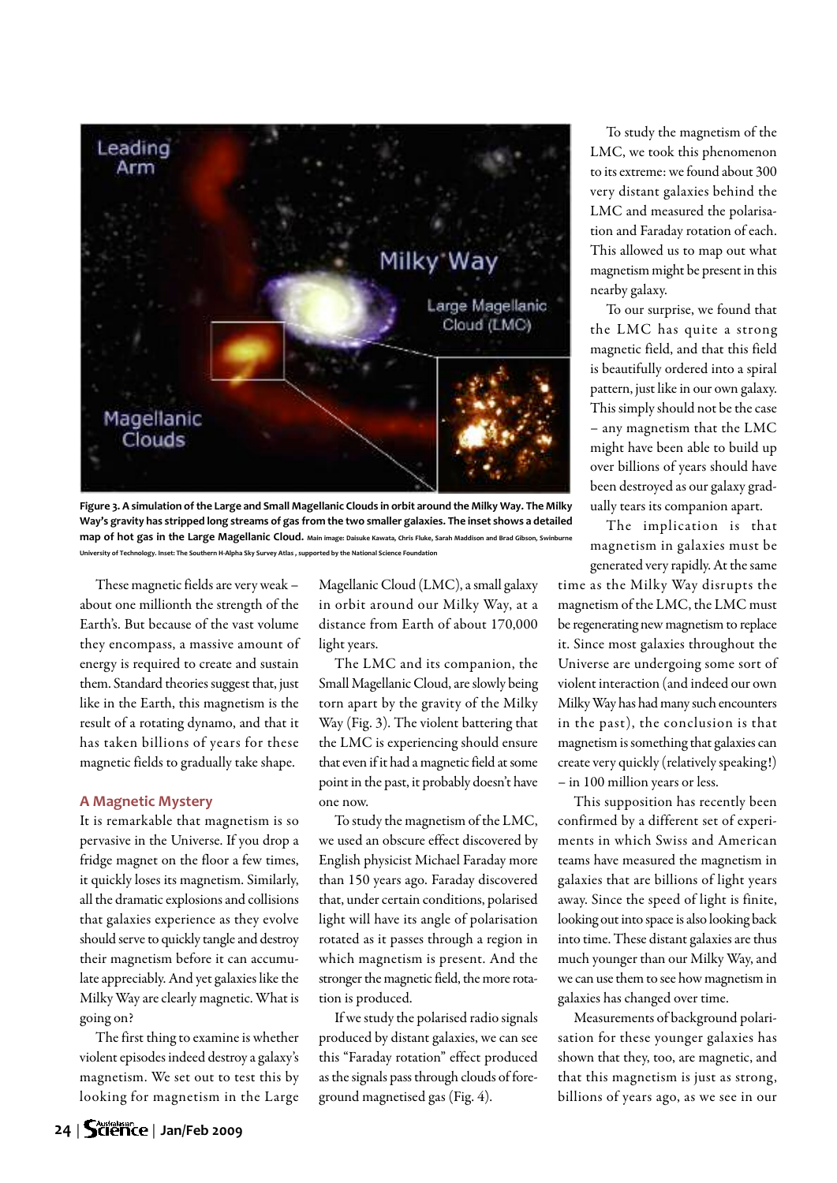Figure 3. A simulation of the Large and Small Magellanic Clouds in orbit around the Milky Way. The Milky Way's gravity has stripped long streams of gas from the two smaller galaxies. The inset shows a detailed map of hot gas in the Large Magellanic Cloud. Main image: Daisuke Kawata, Chris Fluke, Sarah Maddison and Brad Gibson, Swinburne University of Technology. Inset: The Southern H-Alpha Sky Survey Atlas , supported by the National Science Foundation

These magnetic fields are very weak – about one millionth the strength of the Earth's. But because of the vast volume they encompass, a massive amount of energy is required to create and sustain them. Standard theories suggest that, just like in the Earth, this magnetism is the result of a rotating dynamo, and that it has taken billions of years for these magnetic fields to gradually take shape.

## A Magnetic Mystery

It is remarkable that magnetism is so pervasive in the Universe. If you drop a fridge magnet on the floor a few times, it quickly loses its magnetism. Similarly, all the dramatic explosions and collisions that galaxies experience as they evolve should serve to quickly tangle and destroy their magnetism before it can accumulate appreciably. And yet galaxies like the Milky Way are clearly magnetic. What is going on?

The first thing to examine is whether violent episodes indeed destroy a galaxy's magnetism. We set out to test this by looking for magnetism in the Large Magellanic Cloud (LMC), a small galaxy in orbit around our Milky Way, at a distance from Earth of about 170,000 light years.

The LMC and its companion, the Small Magellanic Cloud, are slowly being torn apart by the gravity of the Milky Way (Fig. 3). The violent battering that the LMC is experiencing should ensure that even if it had a magnetic field at some point in the past, it probably doesn't have one now.

To study the magnetism of the LMC, we used an obscure effect discovered by English physicist Michael Faraday more than 150 years ago. Faraday discovered that, under certain conditions, polarised light will have its angle of polarisation rotated as it passes through a region in which magnetism is present. And the stronger the magnetic field, the more rotation is produced.

If we study the polarised radio signals produced by distant galaxies, we can see this "Faraday rotation" effect produced as the signals pass through clouds of foreground magnetised gas (Fig. 4).

To study the magnetism of the LMC, we took this phenomenon to its extreme: we found about 300 very distant galaxies behind the LMC and measured the polarisation and Faraday rotation of each. This allowed us to map out what magnetism might be present in this nearby galaxy.

To our surprise, we found that the LMC has quite a strong magnetic field, and that this field is beautifully ordered into a spiral pattern, just like in our own galaxy. This simply should not be the case – any magnetism that the LMC might have been able to build up over billions of years should have been destroyed as our galaxy gradually tears its companion apart.

The implication is that magnetism in galaxies must be generated very rapidly. At the same time as the Milky Way disrupts the magnetism of the LMC, the LMC must be regenerating new magnetism to replace it. Since most galaxies throughout the Universe are undergoing some sort of violent interaction (and indeed our own Milky Way has had many such encounters in the past), the conclusion is that magnetism is something that galaxies can create very quickly (relatively speaking!) – in 100 million years or less.

This supposition has recently been confirmed by a different set of experiments in which Swiss and American teams have measured the magnetism in galaxies that are billions of light years away. Since the speed of light is finite, looking out into space is also looking back into time. These distant galaxies are thus much younger than our Milky Way, and we can use them to see how magnetism in galaxies has changed over time.

Measurements of background polarisation for these younger galaxies has shown that they, too, are magnetic, and that this magnetism is just as strong, billions of years ago, as we see in our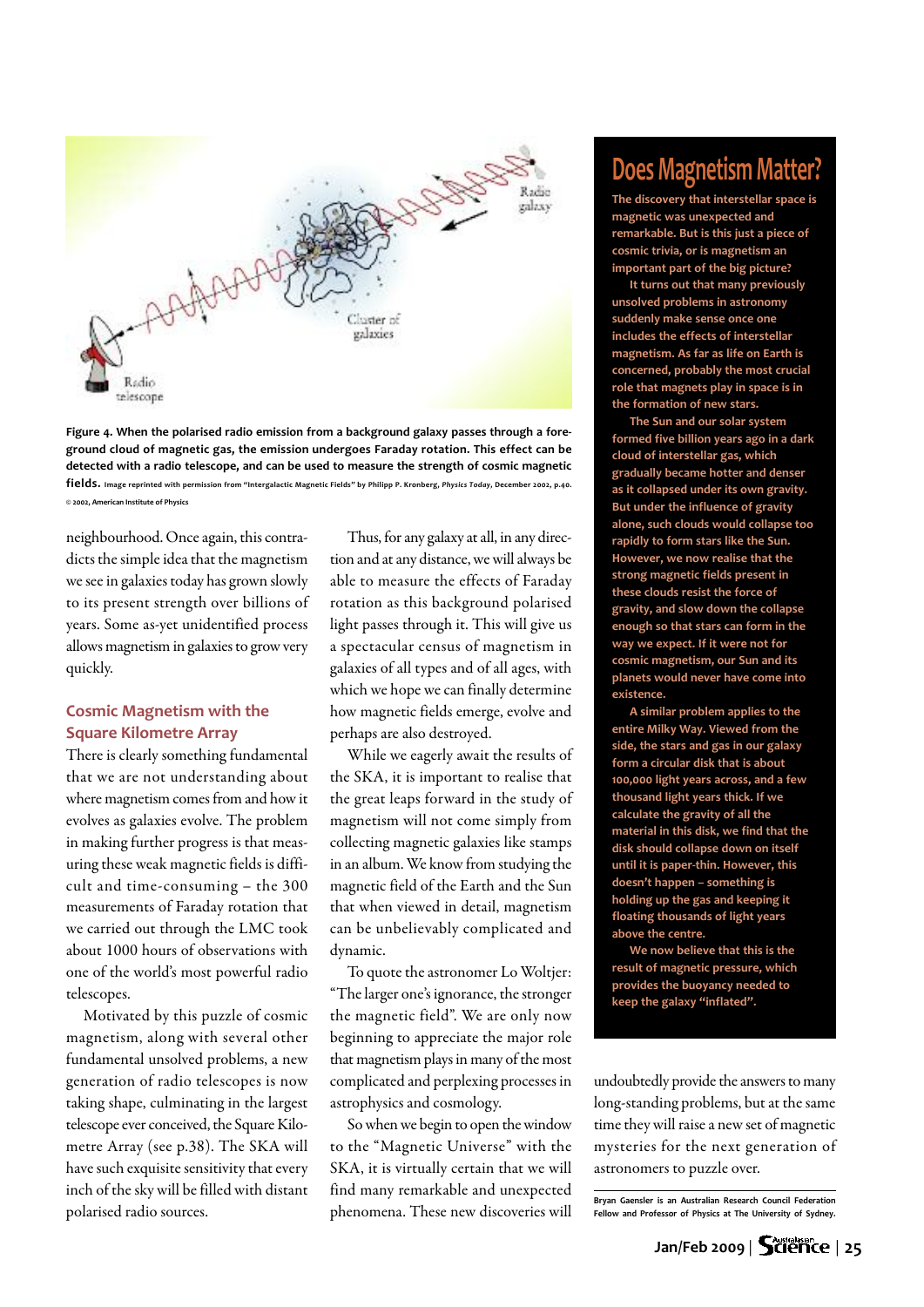Radio galaxy

Cluster of galaxies

Radio telescope

**Figure 4. When the polarised radio emission from a background galaxy passes through a foreground cloud of magnetic gas, the emission undergoes Faraday rotation. This effect can be detected with a radio telescope, and can be used to measure the strength of cosmic magnetic fields.** Image reprinted with permission from "Intergalactic Magnetic Fields" by Philipp P. Kronberg, *Physics Today*, December 2002, p.40. © 2002, American Institute of Physics

neighbourhood. Once again, this contradicts the simple idea that the magnetism we see in galaxies today has grown slowly to its present strength over billions of years. Some as-yet unidentified process allows magnetism in galaxies to grow very quickly.

## Cosmic Magnetism with the Square Kilometre Array

There is clearly something fundamental that we are not understanding about where magnetism comes from and how it evolves as galaxies evolve. The problem in making further progress is that measuring these weak magnetic fields is difficult and time-consuming – the 300 measurements of Faraday rotation that we carried out through the LMC took about 1000 hours of observations with one of the world's most powerful radio telescopes.

Motivated by this puzzle of cosmic magnetism, along with several other fundamental unsolved problems, a new generation of radio telescopes is now taking shape, culminating in the largest telescope ever conceived, the Square Kilometre Array (see p.38). The SKA will have such exquisite sensitivity that every inch of the sky will be filled with distant polarised radio sources.

Thus, for any galaxy at all, in any direction and at any distance, we will always be able to measure the effects of Faraday rotation as this background polarised light passes through it. This will give us a spectacular census of magnetism in galaxies of all types and of all ages, with which we hope we can finally determine how magnetic fields emerge, evolve and perhaps are also destroyed.

While we eagerly await the results of the SKA, it is important to realise that the great leaps forward in the study of magnetism will not come simply from collecting magnetic galaxies like stamps in an album. We know from studying the magnetic field of the Earth and the Sun that when viewed in detail, magnetism can be unbelievably complicated and dynamic.

To quote the astronomer Lo Woltjer: "The larger one's ignorance, the stronger the magnetic field". We are only now beginning to appreciate the major role that magnetism plays in many of the most complicated and perplexing processes in astrophysics and cosmology.

So when we begin to open the window to the "Magnetic Universe" with the SKA, it is virtually certain that we will find many remarkable and unexpected phenomena. These new discoveries will undoubtedly provide the answers to many long-standing problems, but at the same time they will raise a new set of magnetic mysteries for the next generation of astronomers to puzzle over.

Bryan Gaensler is an Australian Research Council Federation Fellow and Professor of Physics at The University of Sydney.

## Does Magnetism Matter?

**The discovery that interstellar space is magnetic was unexpected and remarkable. But is this just a piece of cosmic trivia, or is magnetism an important part of the big picture?**

**It turns out that many previously unsolved problems in astronomy suddenly make sense once one includes the effects of interstellar magnetism. As far as life on Earth is concerned, probably the most crucial role that magnets play in space is in the formation of new stars.**

**The Sun and our solar system formed five billion years ago in a dark cloud of interstellar gas, which gradually became hotter and denser as it collapsed under its own gravity. But under the influence of gravity alone, such clouds would collapse too rapidly to form stars like the Sun. However, we now realise that the strong magnetic fields present in these clouds resist the force of gravity, and slow down the collapse enough so that stars can form in the way we expect. If it were not for cosmic magnetism, our Sun and its planets would never have come into existence.**

**A similar problem applies to the entire Milky Way. Viewed from the side, the stars and gas in our galaxy form a circular disk that is about 100,000 light years across, and a few thousand light years thick. If we calculate the gravity of all the material in this disk, we find that the disk should collapse down on itself until it is paper-thin. However, this doesn't happen – something is holding up the gas and keeping it floating thousands of light years above the centre.**

**We now believe that this is the result of magnetic pressure, which provides the buoyancy needed to keep the galaxy "inflated".**